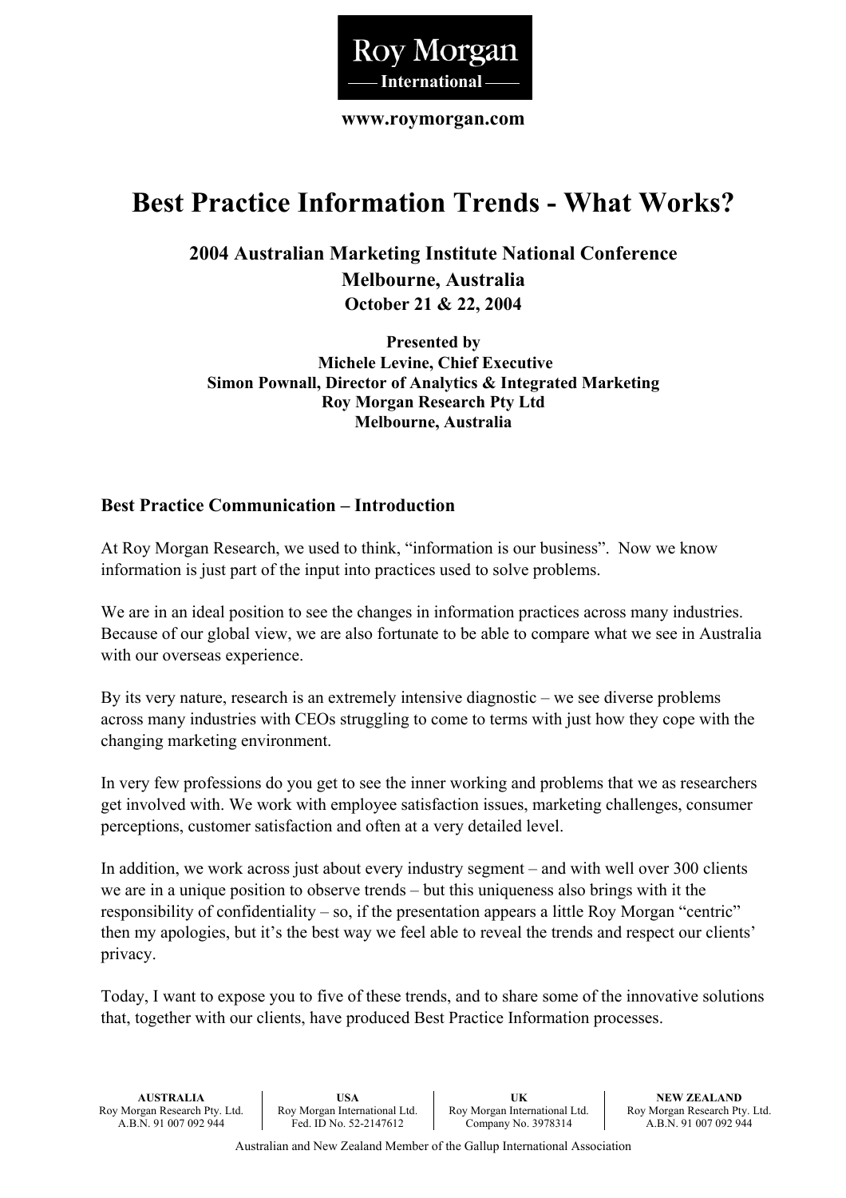Roy Morgan

International

www.roymorgan.com

# Best Practice Information Trends - What Works?

**2004 Australian Marketing Institute National Conference**
**Melbourne, Australia**
**October 21 & 22, 2004**

**Presented by**
**Michele Levine, Chief Executive**
**Simon Pownall, Director of Analytics & Integrated Marketing**
**Roy Morgan Research Pty Ltd**
**Melbourne, Australia**

## Best Practice Communication – Introduction

At Roy Morgan Research, we used to think, "information is our business". Now we know information is just part of the input into practices used to solve problems.

We are in an ideal position to see the changes in information practices across many industries. Because of our global view, we are also fortunate to be able to compare what we see in Australia with our overseas experience.

By its very nature, research is an extremely intensive diagnostic – we see diverse problems across many industries with CEOs struggling to come to terms with just how they cope with the changing marketing environment.

In very few professions do you get to see the inner working and problems that we as researchers get involved with. We work with employee satisfaction issues, marketing challenges, consumer perceptions, customer satisfaction and often at a very detailed level.

In addition, we work across just about every industry segment – and with well over 300 clients we are in a unique position to observe trends – but this uniqueness also brings with it the responsibility of confidentiality – so, if the presentation appears a little Roy Morgan "centric" then my apologies, but it's the best way we feel able to reveal the trends and respect our clients' privacy.

Today, I want to expose you to five of these trends, and to share some of the innovative solutions that, together with our clients, have produced Best Practice Information processes.

| AUSTRALIA | USA | UK | NEW ZEALAND |
|---|---|---|---|
| Roy Morgan Research Pty. Ltd. | Roy Morgan International Ltd. | Roy Morgan International Ltd. | Roy Morgan Research Pty. Ltd. |
| A.B.N. 91 007 092 944 | Fed. ID No. 52-2147612 | Company No. 3978314 | A.B.N. 91 007 092 944 |

Australian and New Zealand Member of the Gallup International Association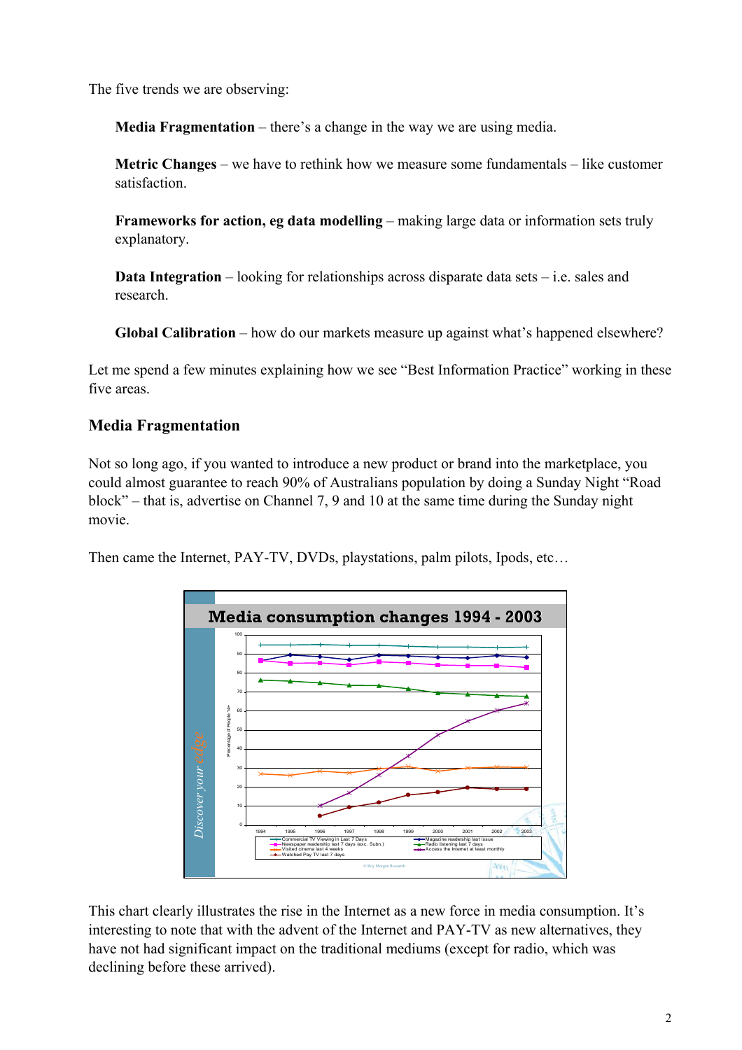The five trends we are observing:

> **Media Fragmentation** – there's a change in the way we are using media.
>
> **Metric Changes** – we have to rethink how we measure some fundamentals – like customer satisfaction.
>
> **Frameworks for action, eg data modelling** – making large data or information sets truly explanatory.
>
> **Data Integration** – looking for relationships across disparate data sets – i.e. sales and research.
>
> **Global Calibration** – how do our markets measure up against what's happened elsewhere?

Let me spend a few minutes explaining how we see "Best Information Practice" working in these five areas.

## Media Fragmentation

Not so long ago, if you wanted to introduce a new product or brand into the marketplace, you could almost guarantee to reach 90% of Australians population by doing a Sunday Night "Road block" – that is, advertise on Channel 7, 9 and 10 at the same time during the Sunday night movie.

Then came the Internet, PAY-TV, DVDs, playstations, palm pilots, Ipods, etc…

**Media consumption changes 1994 - 2003**

This chart clearly illustrates the rise in the Internet as a new force in media consumption. It's interesting to note that with the advent of the Internet and PAY-TV as new alternatives, they have not had significant impact on the traditional mediums (except for radio, which was declining before these arrived).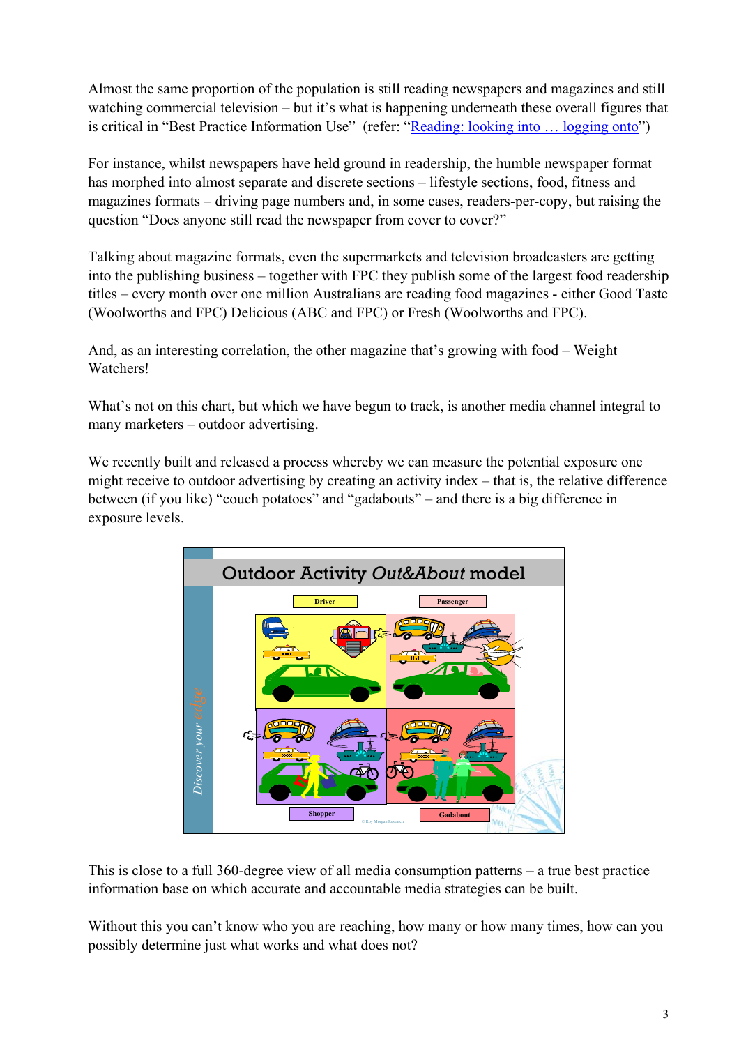Almost the same proportion of the population is still reading newspapers and magazines and still watching commercial television – but it's what is happening underneath these overall figures that is critical in "Best Practice Information Use" (refer: "Reading: looking into … logging onto")

For instance, whilst newspapers have held ground in readership, the humble newspaper format has morphed into almost separate and discrete sections – lifestyle sections, food, fitness and magazines formats – driving page numbers and, in some cases, readers-per-copy, but raising the question "Does anyone still read the newspaper from cover to cover?"

Talking about magazine formats, even the supermarkets and television broadcasters are getting into the publishing business – together with FPC they publish some of the largest food readership titles – every month over one million Australians are reading food magazines - either Good Taste (Woolworths and FPC) Delicious (ABC and FPC) or Fresh (Woolworths and FPC).

And, as an interesting correlation, the other magazine that's growing with food – Weight Watchers!

What's not on this chart, but which we have begun to track, is another media channel integral to many marketers – outdoor advertising.

We recently built and released a process whereby we can measure the potential exposure one might receive to outdoor advertising by creating an activity index – that is, the relative difference between (if you like) "couch potatoes" and "gadabouts" – and there is a big difference in exposure levels.

Outdoor Activity *Out&About* model

Driver | Passenger | Shopper | Gadabout

This is close to a full 360-degree view of all media consumption patterns – a true best practice information base on which accurate and accountable media strategies can be built.

Without this you can't know who you are reaching, how many or how many times, how can you possibly determine just what works and what does not?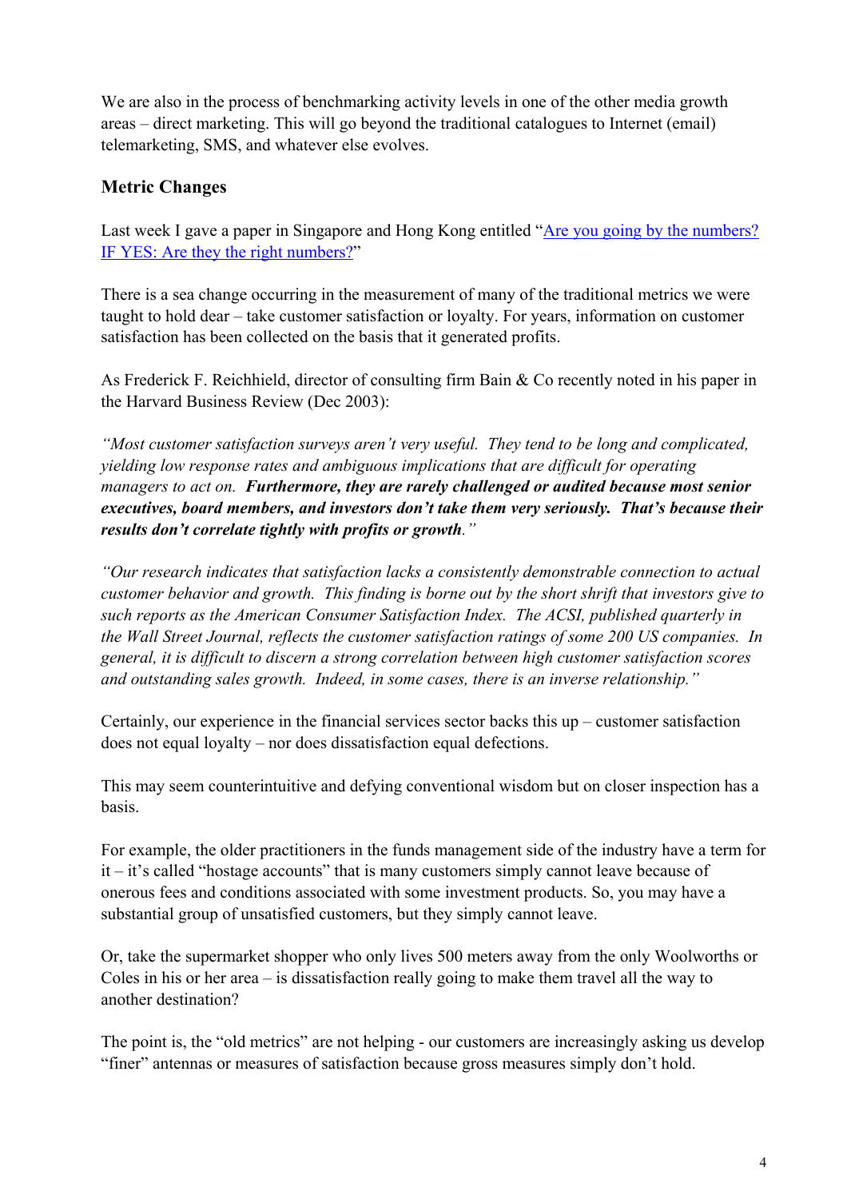We are also in the process of benchmarking activity levels in one of the other media growth areas – direct marketing. This will go beyond the traditional catalogues to Internet (email) telemarketing, SMS, and whatever else evolves.

## Metric Changes

Last week I gave a paper in Singapore and Hong Kong entitled "Are you going by the numbers? IF YES: Are they the right numbers?"

There is a sea change occurring in the measurement of many of the traditional metrics we were taught to hold dear – take customer satisfaction or loyalty. For years, information on customer satisfaction has been collected on the basis that it generated profits.

As Frederick F. Reichhield, director of consulting firm Bain & Co recently noted in his paper in the Harvard Business Review (Dec 2003):

*"Most customer satisfaction surveys aren't very useful. They tend to be long and complicated, yielding low response rates and ambiguous implications that are difficult for operating managers to act on.* ***Furthermore, they are rarely challenged or audited because most senior executives, board members, and investors don't take them very seriously. That's because their results don't correlate tightly with profits or growth****."*

*"Our research indicates that satisfaction lacks a consistently demonstrable connection to actual customer behavior and growth. This finding is borne out by the short shrift that investors give to such reports as the American Consumer Satisfaction Index. The ACSI, published quarterly in the Wall Street Journal, reflects the customer satisfaction ratings of some 200 US companies. In general, it is difficult to discern a strong correlation between high customer satisfaction scores and outstanding sales growth. Indeed, in some cases, there is an inverse relationship."*

Certainly, our experience in the financial services sector backs this up – customer satisfaction does not equal loyalty – nor does dissatisfaction equal defections.

This may seem counterintuitive and defying conventional wisdom but on closer inspection has a basis.

For example, the older practitioners in the funds management side of the industry have a term for it – it's called "hostage accounts" that is many customers simply cannot leave because of onerous fees and conditions associated with some investment products. So, you may have a substantial group of unsatisfied customers, but they simply cannot leave.

Or, take the supermarket shopper who only lives 500 meters away from the only Woolworths or Coles in his or her area – is dissatisfaction really going to make them travel all the way to another destination?

The point is, the "old metrics" are not helping - our customers are increasingly asking us develop "finer" antennas or measures of satisfaction because gross measures simply don't hold.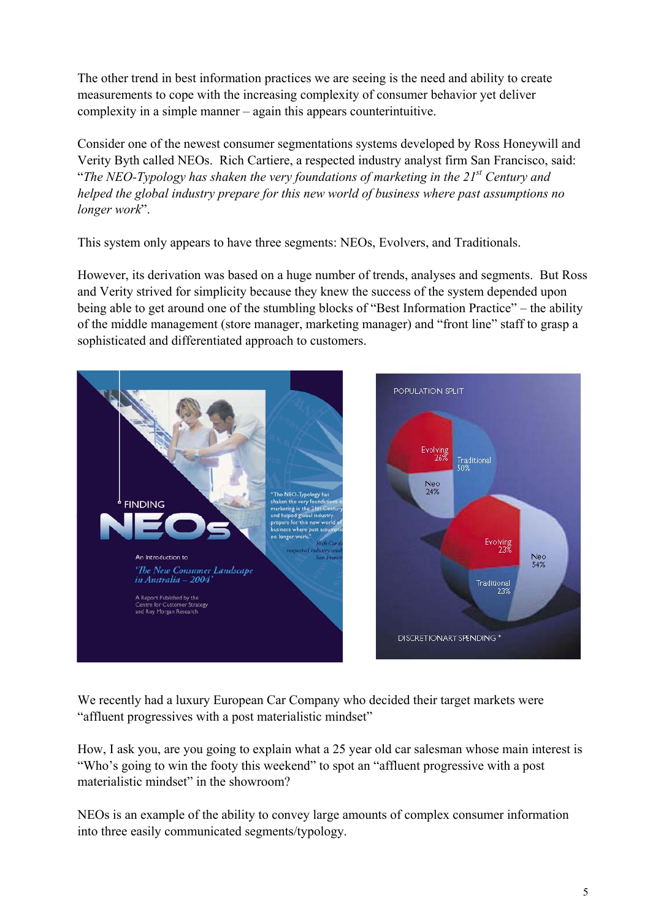The other trend in best information practices we are seeing is the need and ability to create measurements to cope with the increasing complexity of consumer behavior yet deliver complexity in a simple manner – again this appears counterintuitive.

Consider one of the newest consumer segmentations systems developed by Ross Honeywill and Verity Byth called NEOs. Rich Cartiere, a respected industry analyst firm San Francisco, said: "*The NEO-Typology has shaken the very foundations of marketing in the 21st Century and helped the global industry prepare for this new world of business where past assumptions no longer work*".

This system only appears to have three segments: NEOs, Evolvers, and Traditionals.

However, its derivation was based on a huge number of trends, analyses and segments. But Ross and Verity strived for simplicity because they knew the success of the system depended upon being able to get around one of the stumbling blocks of "Best Information Practice" – the ability of the middle management (store manager, marketing manager) and "front line" staff to grasp a sophisticated and differentiated approach to customers.

We recently had a luxury European Car Company who decided their target markets were "affluent progressives with a post materialistic mindset"

How, I ask you, are you going to explain what a 25 year old car salesman whose main interest is "Who's going to win the footy this weekend" to spot an "affluent progressive with a post materialistic mindset" in the showroom?

NEOs is an example of the ability to convey large amounts of complex consumer information into three easily communicated segments/typology.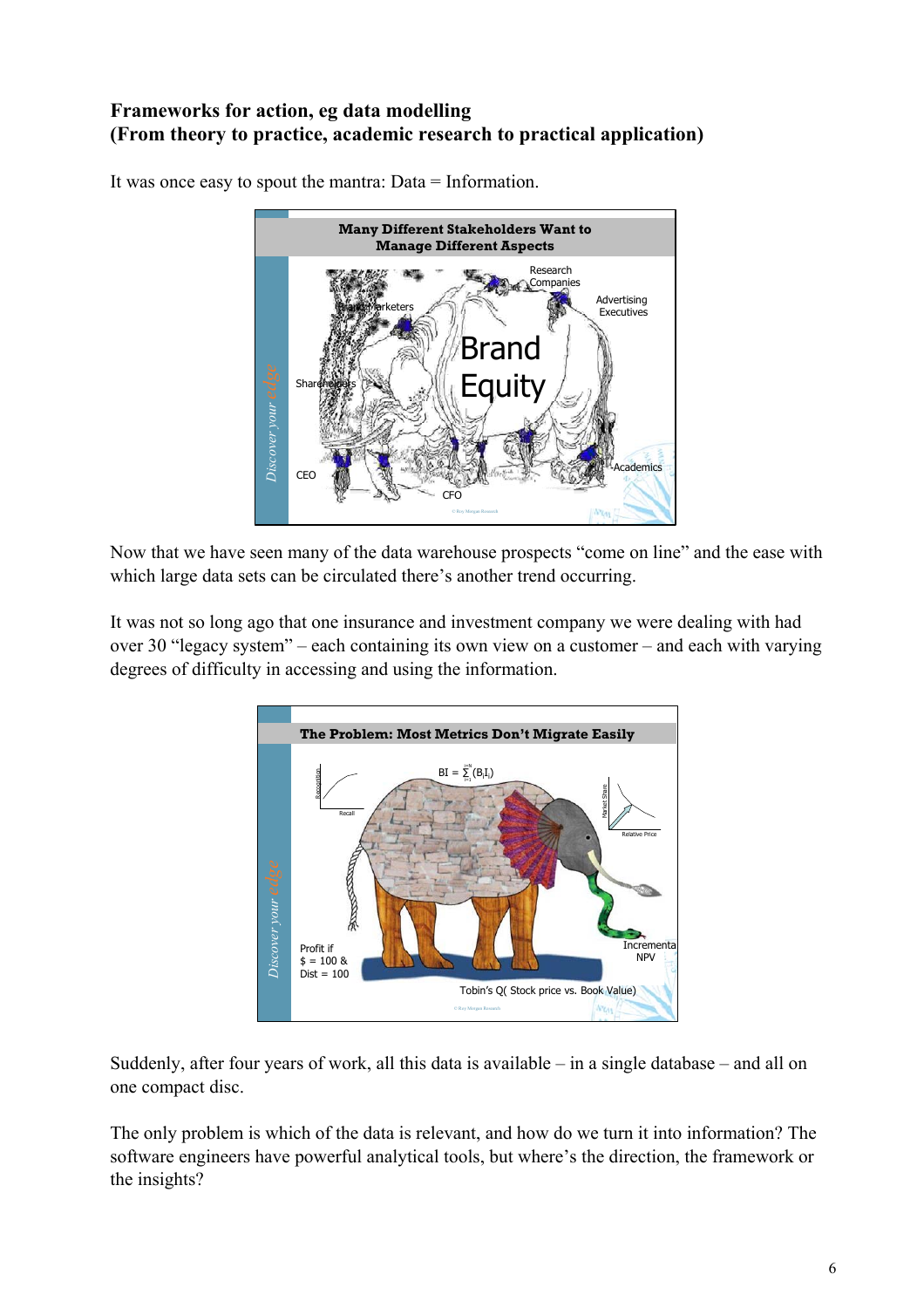**Frameworks for action, eg data modelling**
**(From theory to practice, academic research to practical application)**

It was once easy to spout the mantra: Data = Information.

Now that we have seen many of the data warehouse prospects "come on line" and the ease with which large data sets can be circulated there's another trend occurring.

It was not so long ago that one insurance and investment company we were dealing with had over 30 "legacy system" – each containing its own view on a customer – and each with varying degrees of difficulty in accessing and using the information.

Suddenly, after four years of work, all this data is available – in a single database – and all on one compact disc.

The only problem is which of the data is relevant, and how do we turn it into information? The software engineers have powerful analytical tools, but where's the direction, the framework or the insights?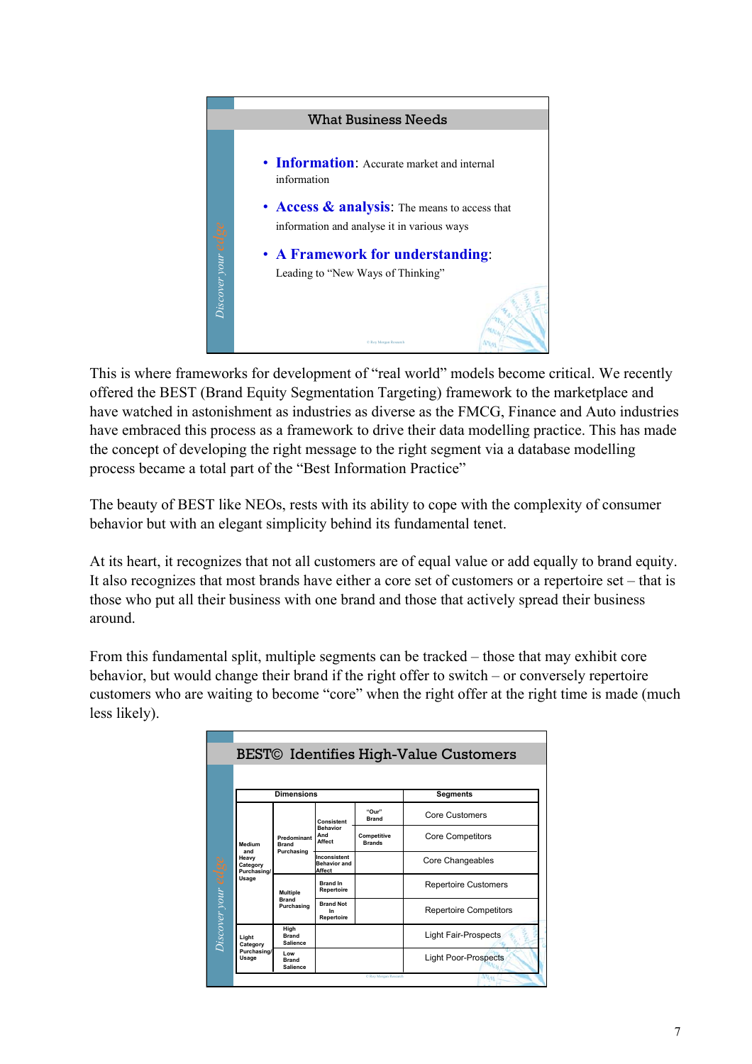### What Business Needs

- **Information**: Accurate market and internal information
- **Access & analysis**: The means to access that information and analyse it in various ways
- **A Framework for understanding**: Leading to "New Ways of Thinking"

This is where frameworks for development of "real world" models become critical. We recently offered the BEST (Brand Equity Segmentation Targeting) framework to the marketplace and have watched in astonishment as industries as diverse as the FMCG, Finance and Auto industries have embraced this process as a framework to drive their data modelling practice. This has made the concept of developing the right message to the right segment via a database modelling process became a total part of the "Best Information Practice"

The beauty of BEST like NEOs, rests with its ability to cope with the complexity of consumer behavior but with an elegant simplicity behind its fundamental tenet.

At its heart, it recognizes that not all customers are of equal value or add equally to brand equity. It also recognizes that most brands have either a core set of customers or a repertoire set – that is those who put all their business with one brand and those that actively spread their business around.

From this fundamental split, multiple segments can be tracked – those that may exhibit core behavior, but would change their brand if the right offer to switch – or conversely repertoire customers who are waiting to become "core" when the right offer at the right time is made (much less likely).

### BEST© Identifies High-Value Customers

| Dimensions | | | | Segments |
|---|---|---|---|---|
| Medium and Heavy Category Purchasing/ Usage | Predominant Brand Purchasing | Consistent Behavior And Affect | "Our" Brand | Core Customers |
| | | | Competitive Brands | Core Competitors |
| | | Inconsistent Behavior and Affect | | Core Changeables |
| | Multiple Brand Purchasing | Brand In Repertoire | | Repertoire Customers |
| | | Brand Not In Repertoire | | Repertoire Competitors |
| Light Category Purchasing/ Usage | High Brand Salience | | | Light Fair-Prospects |
| | Low Brand Salience | | | Light Poor-Prospects |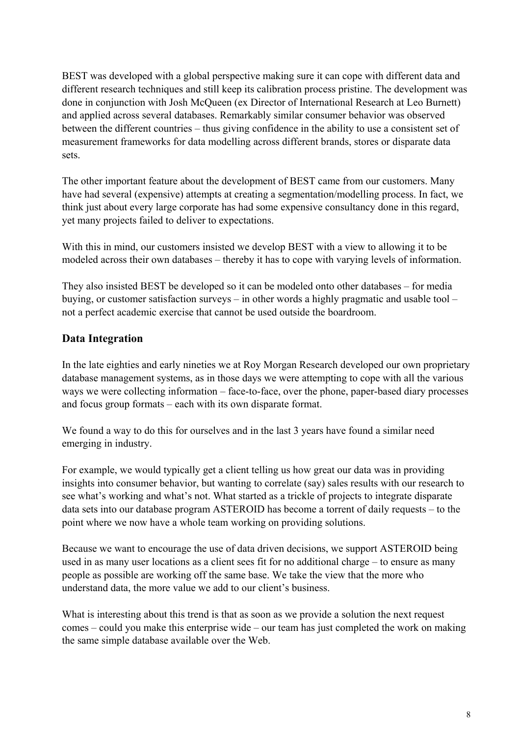BEST was developed with a global perspective making sure it can cope with different data and different research techniques and still keep its calibration process pristine. The development was done in conjunction with Josh McQueen (ex Director of International Research at Leo Burnett) and applied across several databases. Remarkably similar consumer behavior was observed between the different countries – thus giving confidence in the ability to use a consistent set of measurement frameworks for data modelling across different brands, stores or disparate data sets.

The other important feature about the development of BEST came from our customers. Many have had several (expensive) attempts at creating a segmentation/modelling process. In fact, we think just about every large corporate has had some expensive consultancy done in this regard, yet many projects failed to deliver to expectations.

With this in mind, our customers insisted we develop BEST with a view to allowing it to be modeled across their own databases – thereby it has to cope with varying levels of information.

They also insisted BEST be developed so it can be modeled onto other databases – for media buying, or customer satisfaction surveys – in other words a highly pragmatic and usable tool – not a perfect academic exercise that cannot be used outside the boardroom.

## Data Integration

In the late eighties and early nineties we at Roy Morgan Research developed our own proprietary database management systems, as in those days we were attempting to cope with all the various ways we were collecting information – face-to-face, over the phone, paper-based diary processes and focus group formats – each with its own disparate format.

We found a way to do this for ourselves and in the last 3 years have found a similar need emerging in industry.

For example, we would typically get a client telling us how great our data was in providing insights into consumer behavior, but wanting to correlate (say) sales results with our research to see what's working and what's not. What started as a trickle of projects to integrate disparate data sets into our database program ASTEROID has become a torrent of daily requests – to the point where we now have a whole team working on providing solutions.

Because we want to encourage the use of data driven decisions, we support ASTEROID being used in as many user locations as a client sees fit for no additional charge – to ensure as many people as possible are working off the same base. We take the view that the more who understand data, the more value we add to our client's business.

What is interesting about this trend is that as soon as we provide a solution the next request comes – could you make this enterprise wide – our team has just completed the work on making the same simple database available over the Web.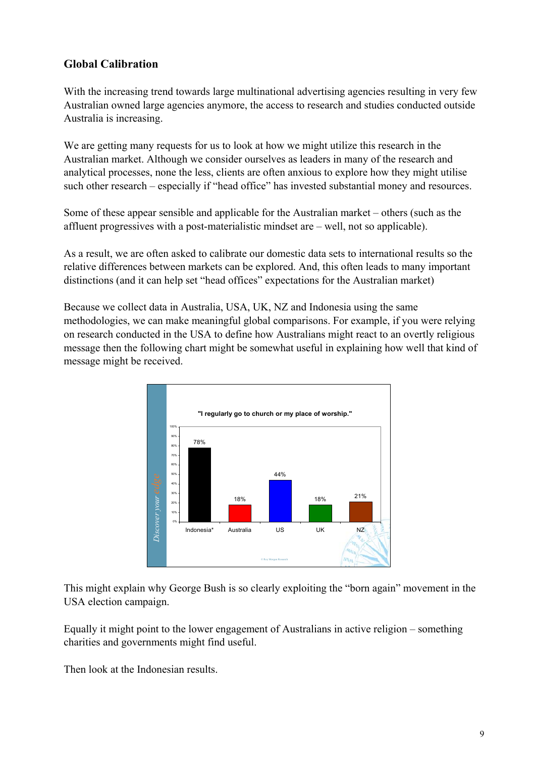## Global Calibration

With the increasing trend towards large multinational advertising agencies resulting in very few Australian owned large agencies anymore, the access to research and studies conducted outside Australia is increasing.

We are getting many requests for us to look at how we might utilize this research in the Australian market. Although we consider ourselves as leaders in many of the research and analytical processes, none the less, clients are often anxious to explore how they might utilise such other research – especially if "head office" has invested substantial money and resources.

Some of these appear sensible and applicable for the Australian market – others (such as the affluent progressives with a post-materialistic mindset are – well, not so applicable).

As a result, we are often asked to calibrate our domestic data sets to international results so the relative differences between markets can be explored. And, this often leads to many important distinctions (and it can help set "head offices" expectations for the Australian market)

Because we collect data in Australia, USA, UK, NZ and Indonesia using the same methodologies, we can make meaningful global comparisons. For example, if you were relying on research conducted in the USA to define how Australians might react to an overtly religious message then the following chart might be somewhat useful in explaining how well that kind of message might be received.

"I regularly go to church or my place of worship."

| Indonesia* | Australia | US | UK | NZ |
|---|---|---|---|---|
| 78% | 18% | 44% | 18% | 21% |

This might explain why George Bush is so clearly exploiting the "born again" movement in the USA election campaign.

Equally it might point to the lower engagement of Australians in active religion – something charities and governments might find useful.

Then look at the Indonesian results.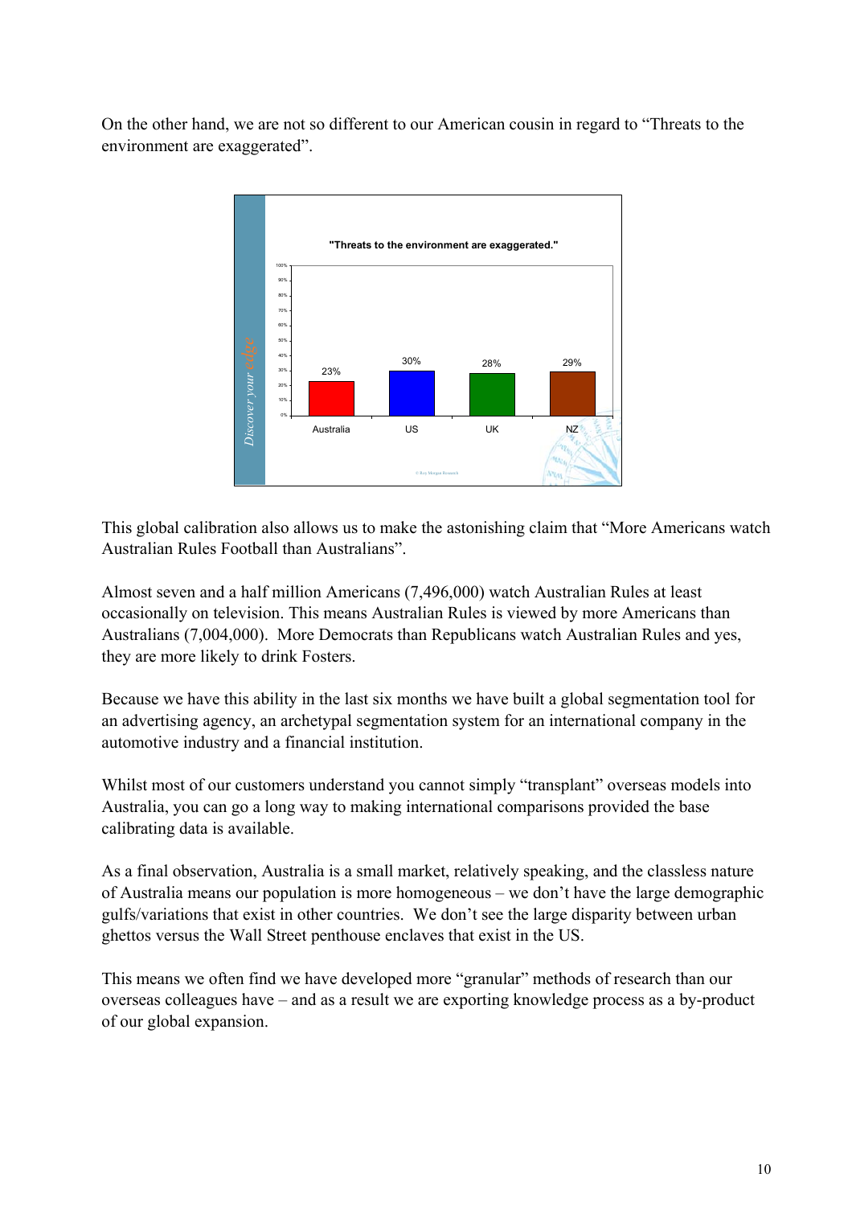On the other hand, we are not so different to our American cousin in regard to "Threats to the environment are exaggerated".

**"Threats to the environment are exaggerated."**

| Australia | US | UK | NZ |
| --- | --- | --- | --- |
| 23% | 30% | 28% | 29% |

This global calibration also allows us to make the astonishing claim that "More Americans watch Australian Rules Football than Australians".

Almost seven and a half million Americans (7,496,000) watch Australian Rules at least occasionally on television. This means Australian Rules is viewed by more Americans than Australians (7,004,000). More Democrats than Republicans watch Australian Rules and yes, they are more likely to drink Fosters.

Because we have this ability in the last six months we have built a global segmentation tool for an advertising agency, an archetypal segmentation system for an international company in the automotive industry and a financial institution.

Whilst most of our customers understand you cannot simply "transplant" overseas models into Australia, you can go a long way to making international comparisons provided the base calibrating data is available.

As a final observation, Australia is a small market, relatively speaking, and the classless nature of Australia means our population is more homogeneous – we don't have the large demographic gulfs/variations that exist in other countries. We don't see the large disparity between urban ghettos versus the Wall Street penthouse enclaves that exist in the US.

This means we often find we have developed more "granular" methods of research than our overseas colleagues have – and as a result we are exporting knowledge process as a by-product of our global expansion.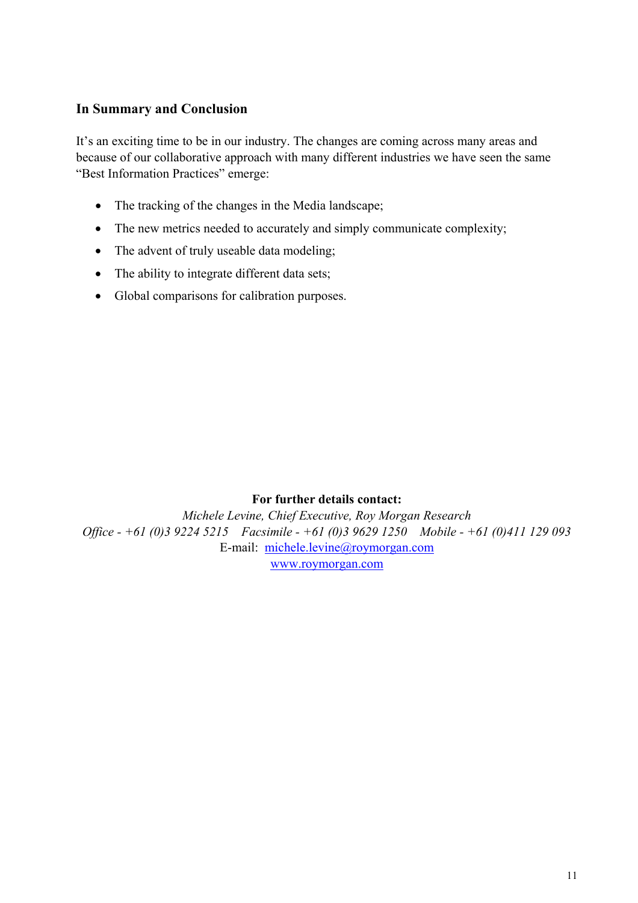## In Summary and Conclusion

It’s an exciting time to be in our industry. The changes are coming across many areas and because of our collaborative approach with many different industries we have seen the same “Best Information Practices” emerge:

- The tracking of the changes in the Media landscape;
- The new metrics needed to accurately and simply communicate complexity;
- The advent of truly useable data modeling;
- The ability to integrate different data sets;
- Global comparisons for calibration purposes.

**For further details contact:**
*Michele Levine, Chief Executive, Roy Morgan Research*
*Office - +61 (0)3 9224 5215    Facsimile - +61 (0)3 9629 1250    Mobile - +61 (0)411 129 093*
E-mail: michele.levine@roymorgan.com
www.roymorgan.com